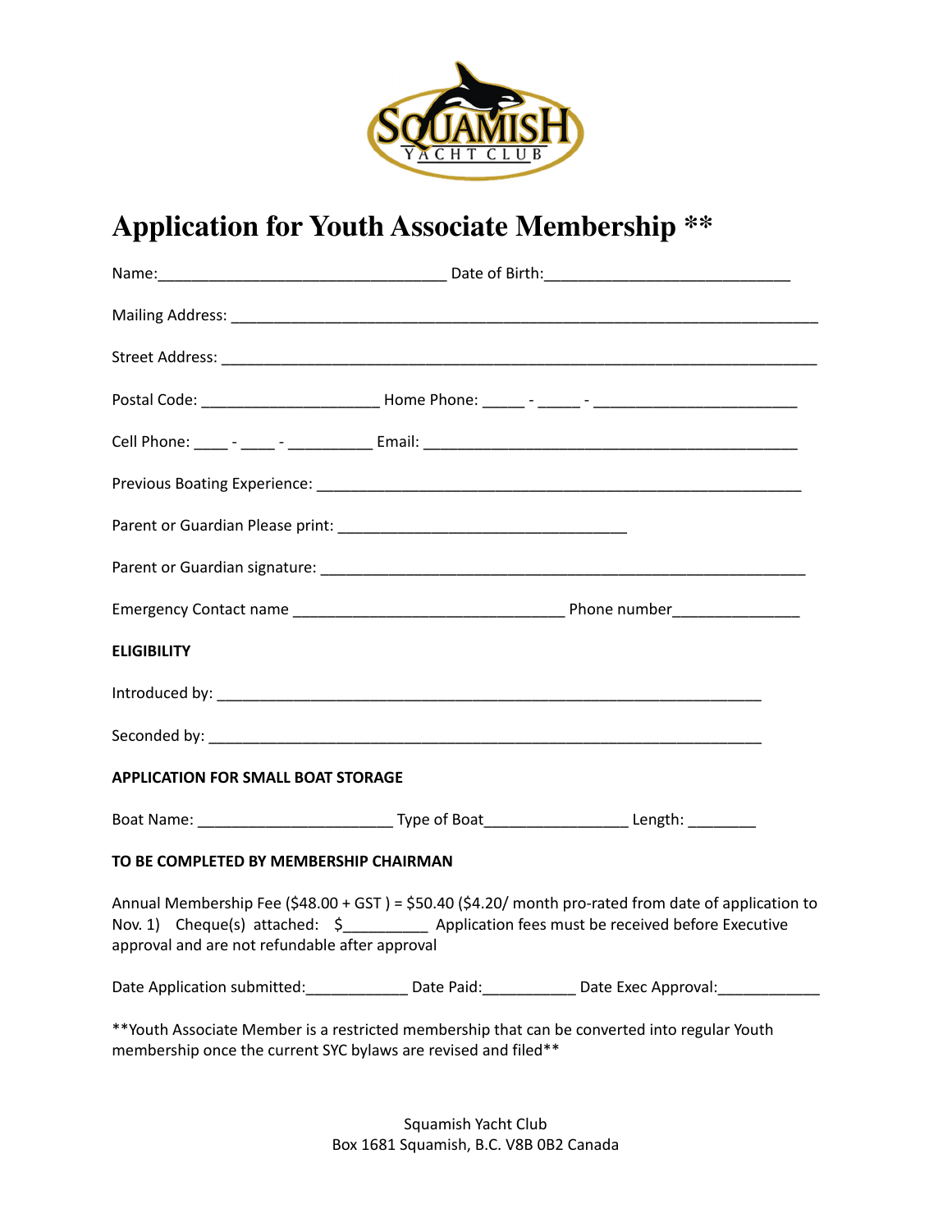SQUAMISH YACHT CLUB

# Application for Youth Associate Membership **

Name:_________________________________ Date of Birth:____________________________

Mailing Address: ___________________________________________________________________

Street Address: ____________________________________________________________________

Postal Code: ____________________ Home Phone: _____ - _____ - _______________________

Cell Phone: ____ - ____ - __________ Email: ___________________________________________

Previous Boating Experience: _______________________________________________________

Parent or Guardian Please print: _________________________________

Parent or Guardian signature: _______________________________________________________

Emergency Contact name _______________________________ Phone number_______________

**ELIGIBILITY**

Introduced by: _______________________________________________________________

Seconded by: ________________________________________________________________

**APPLICATION FOR SMALL BOAT STORAGE**

Boat Name: ______________________ Type of Boat________________ Length: ________

**TO BE COMPLETED BY MEMBERSHIP CHAIRMAN**

Annual Membership Fee ($48.00 + GST ) = $50.40 ($4.20/ month pro-rated from date of application to Nov. 1) Cheque(s) attached: $__________ Application fees must be received before Executive approval and are not refundable after approval

Date Application submitted:____________ Date Paid:___________ Date Exec Approval:____________

**Youth Associate Member is a restricted membership that can be converted into regular Youth membership once the current SYC bylaws are revised and filed**

Squamish Yacht Club
Box 1681 Squamish, B.C. V8B 0B2 Canada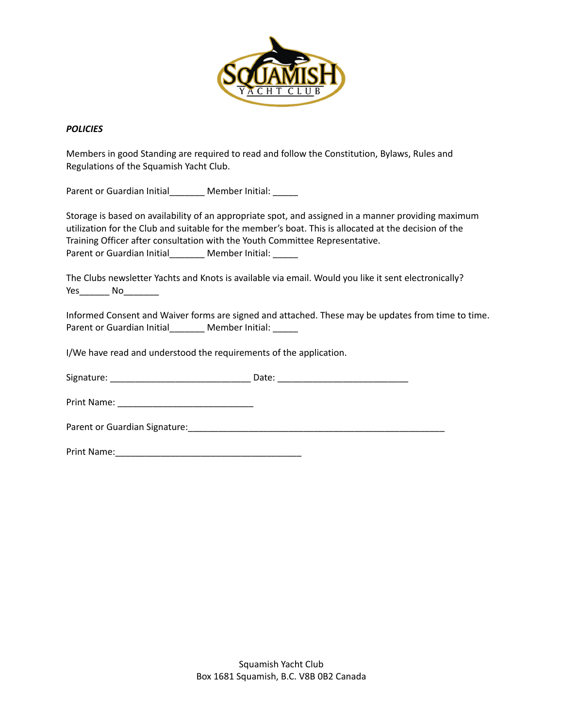***POLICIES***

Members in good Standing are required to read and follow the Constitution, Bylaws, Rules and Regulations of the Squamish Yacht Club.

Parent or Guardian Initial_______ Member Initial: _____

Storage is based on availability of an appropriate spot, and assigned in a manner providing maximum utilization for the Club and suitable for the member's boat. This is allocated at the decision of the Training Officer after consultation with the Youth Committee Representative.
Parent or Guardian Initial_______ Member Initial: _____

The Clubs newsletter Yachts and Knots is available via email. Would you like it sent electronically?
Yes______ No_______

Informed Consent and Waiver forms are signed and attached. These may be updates from time to time.
Parent or Guardian Initial_______ Member Initial: _____

I/We have read and understood the requirements of the application.

Signature: ____________________________ Date: __________________________

Print Name: ___________________________

Parent or Guardian Signature:___________________________________________________

Print Name:_____________________________________

Squamish Yacht Club
Box 1681 Squamish, B.C. V8B 0B2 Canada